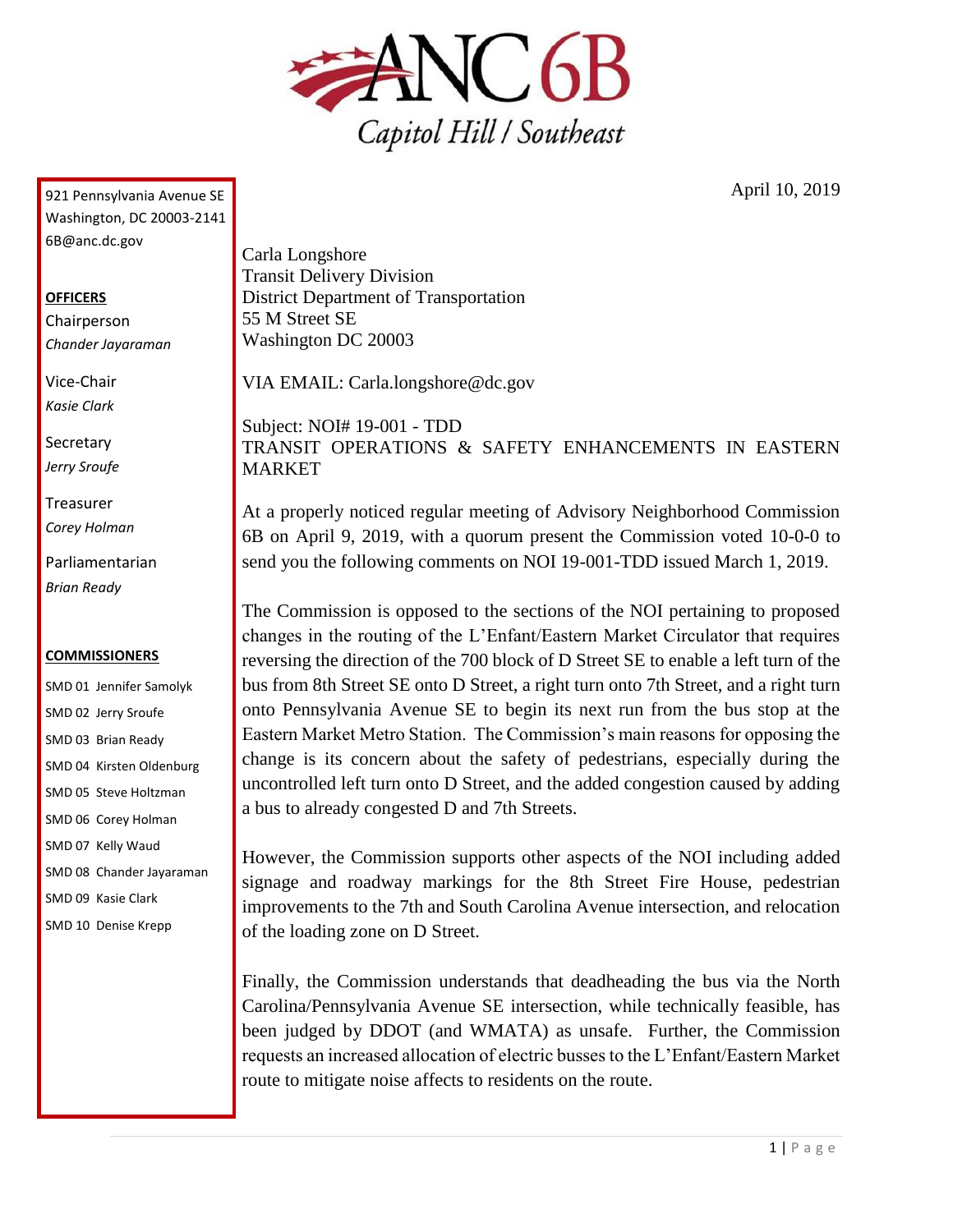# ANC 6B

Capitol Hill / Southeast

921 Pennsylvania Avenue SE
Washington, DC 20003-2141
6B@anc.dc.gov

**OFFICERS**

Chairperson
*Chander Jayaraman*

Vice-Chair
*Kasie Clark*

Secretary
*Jerry Sroufe*

Treasurer
*Corey Holman*

Parliamentarian
*Brian Ready*

**COMMISSIONERS**

SMD 01 Jennifer Samolyk
SMD 02 Jerry Sroufe
SMD 03 Brian Ready
SMD 04 Kirsten Oldenburg
SMD 05 Steve Holtzman
SMD 06 Corey Holman
SMD 07 Kelly Waud
SMD 08 Chander Jayaraman
SMD 09 Kasie Clark
SMD 10 Denise Krepp

April 10, 2019

Carla Longshore
Transit Delivery Division
District Department of Transportation
55 M Street SE
Washington DC 20003

VIA EMAIL: Carla.longshore@dc.gov

Subject: NOI# 19-001 - TDD
TRANSIT OPERATIONS & SAFETY ENHANCEMENTS IN EASTERN MARKET

At a properly noticed regular meeting of Advisory Neighborhood Commission 6B on April 9, 2019, with a quorum present the Commission voted 10-0-0 to send you the following comments on NOI 19-001-TDD issued March 1, 2019.

The Commission is opposed to the sections of the NOI pertaining to proposed changes in the routing of the L'Enfant/Eastern Market Circulator that requires reversing the direction of the 700 block of D Street SE to enable a left turn of the bus from 8th Street SE onto D Street, a right turn onto 7th Street, and a right turn onto Pennsylvania Avenue SE to begin its next run from the bus stop at the Eastern Market Metro Station. The Commission's main reasons for opposing the change is its concern about the safety of pedestrians, especially during the uncontrolled left turn onto D Street, and the added congestion caused by adding a bus to already congested D and 7th Streets.

However, the Commission supports other aspects of the NOI including added signage and roadway markings for the 8th Street Fire House, pedestrian improvements to the 7th and South Carolina Avenue intersection, and relocation of the loading zone on D Street.

Finally, the Commission understands that deadheading the bus via the North Carolina/Pennsylvania Avenue SE intersection, while technically feasible, has been judged by DDOT (and WMATA) as unsafe. Further, the Commission requests an increased allocation of electric busses to the L'Enfant/Eastern Market route to mitigate noise affects to residents on the route.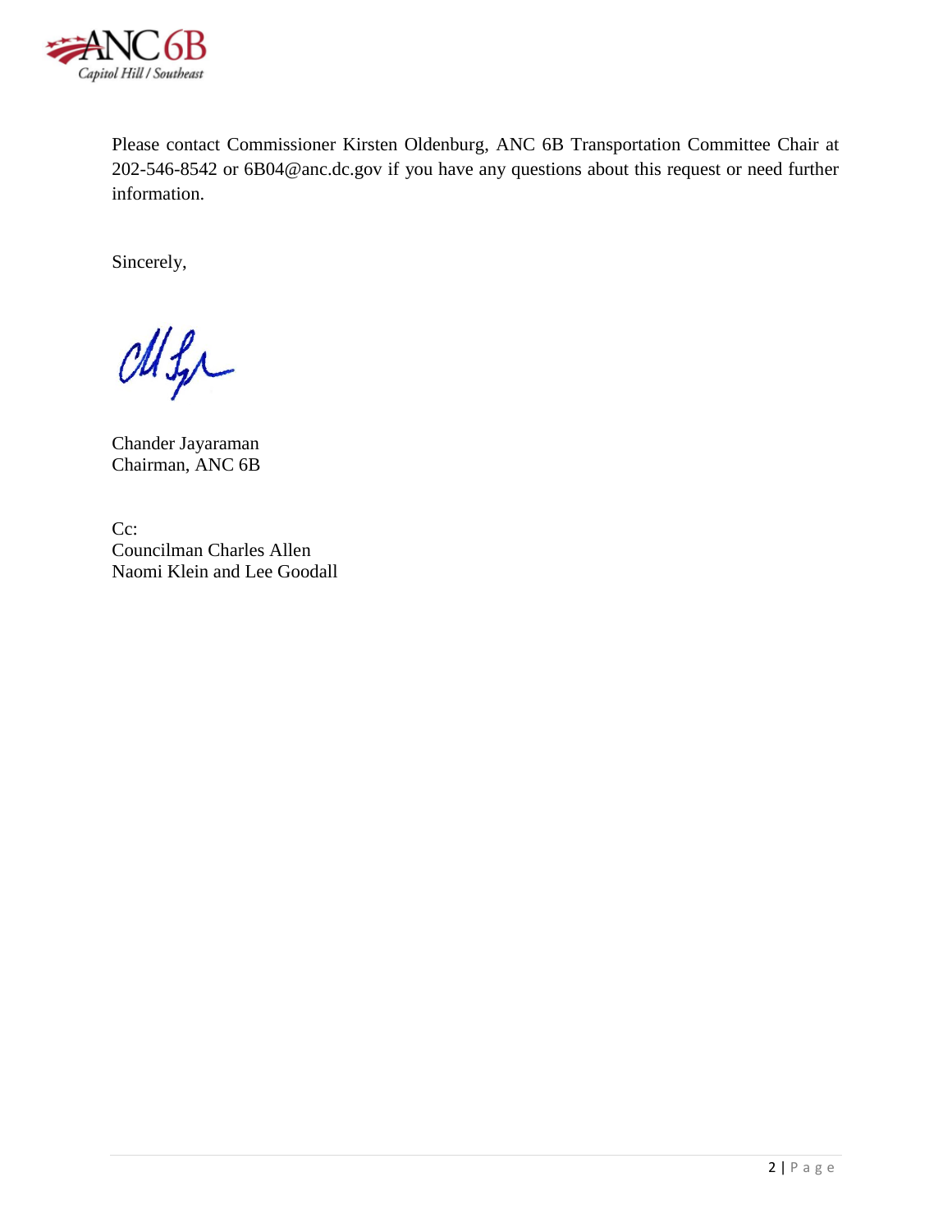Please contact Commissioner Kirsten Oldenburg, ANC 6B Transportation Committee Chair at 202-546-8542 or 6B04@anc.dc.gov if you have any questions about this request or need further information.

Sincerely,

Chander Jayaraman
Chairman, ANC 6B

Cc:
Councilman Charles Allen
Naomi Klein and Lee Goodall